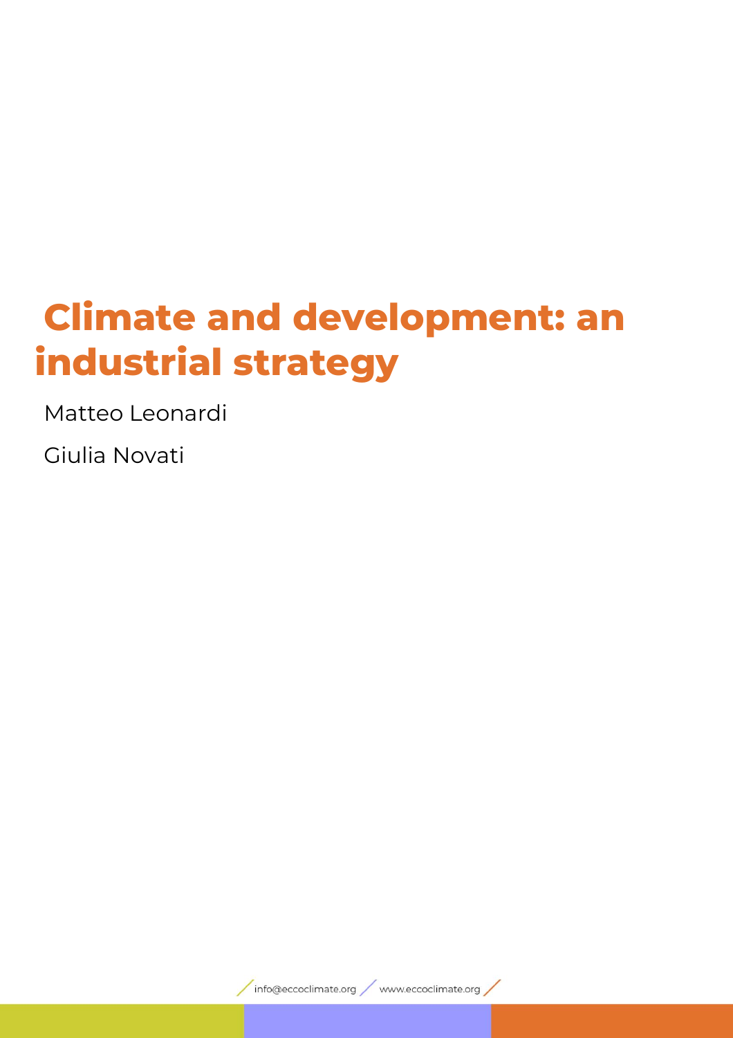# Climate and development: an industrial strategy

Matteo Leonardi

Giulia Novati

info@eccoclimate.org www.eccoclimate.org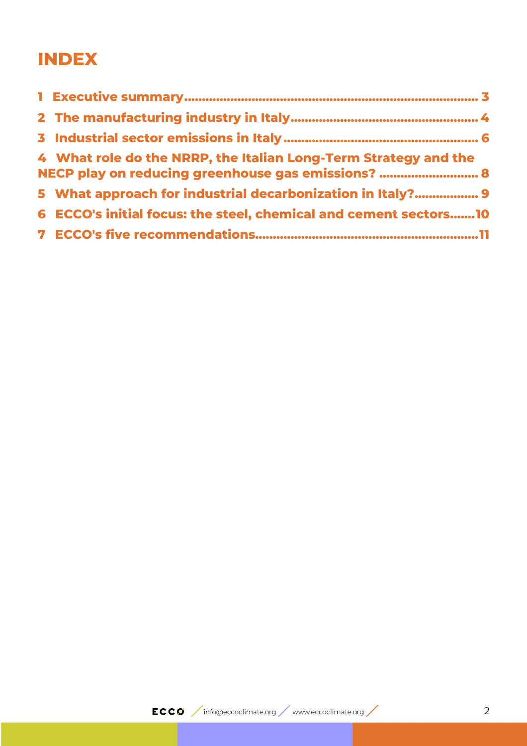# INDEX

1 Executive summary ........................................................................ 3
2 The manufacturing industry in Italy ................................................ 4
3 Industrial sector emissions in Italy ................................................. 6
4 What role do the NRRP, the Italian Long-Term Strategy and the NECP play on reducing greenhouse gas emissions? ............................ 8
5 What approach for industrial decarbonization in Italy? .................. 9
6 ECCO's initial focus: the steel, chemical and cement sectors ....... 10
7 ECCO's five recommendations ........................................................ 11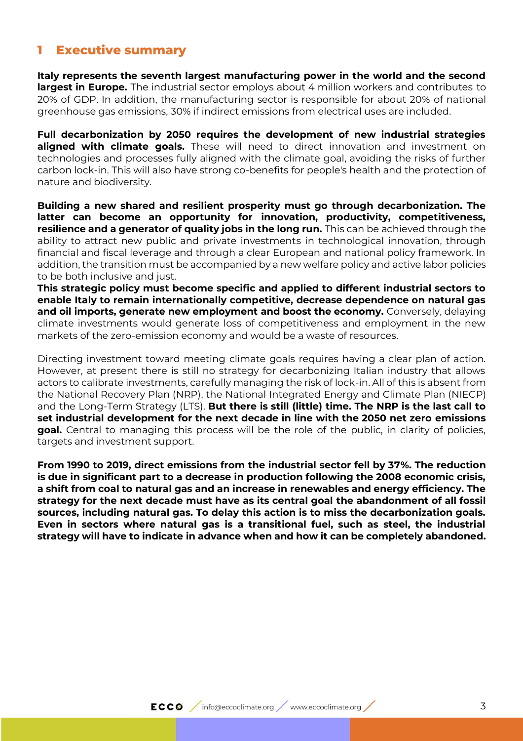# 1 Executive summary

**Italy represents the seventh largest manufacturing power in the world and the second largest in Europe.** The industrial sector employs about 4 million workers and contributes to 20% of GDP. In addition, the manufacturing sector is responsible for about 20% of national greenhouse gas emissions, 30% if indirect emissions from electrical uses are included.

**Full decarbonization by 2050 requires the development of new industrial strategies aligned with climate goals.** These will need to direct innovation and investment on technologies and processes fully aligned with the climate goal, avoiding the risks of further carbon lock-in. This will also have strong co-benefits for people's health and the protection of nature and biodiversity.

**Building a new shared and resilient prosperity must go through decarbonization. The latter can become an opportunity for innovation, productivity, competitiveness, resilience and a generator of quality jobs in the long run.** This can be achieved through the ability to attract new public and private investments in technological innovation, through financial and fiscal leverage and through a clear European and national policy framework. In addition, the transition must be accompanied by a new welfare policy and active labor policies to be both inclusive and just.

**This strategic policy must become specific and applied to different industrial sectors to enable Italy to remain internationally competitive, decrease dependence on natural gas and oil imports, generate new employment and boost the economy.** Conversely, delaying climate investments would generate loss of competitiveness and employment in the new markets of the zero-emission economy and would be a waste of resources.

Directing investment toward meeting climate goals requires having a clear plan of action. However, at present there is still no strategy for decarbonizing Italian industry that allows actors to calibrate investments, carefully managing the risk of lock-in. All of this is absent from the National Recovery Plan (NRP), the National Integrated Energy and Climate Plan (NIECP) and the Long-Term Strategy (LTS). **But there is still (little) time. The NRP is the last call to set industrial development for the next decade in line with the 2050 net zero emissions goal.** Central to managing this process will be the role of the public, in clarity of policies, targets and investment support.

**From 1990 to 2019, direct emissions from the industrial sector fell by 37%. The reduction is due in significant part to a decrease in production following the 2008 economic crisis, a shift from coal to natural gas and an increase in renewables and energy efficiency. The strategy for the next decade must have as its central goal the abandonment of all fossil sources, including natural gas. To delay this action is to miss the decarbonization goals. Even in sectors where natural gas is a transitional fuel, such as steel, the industrial strategy will have to indicate in advance when and how it can be completely abandoned.**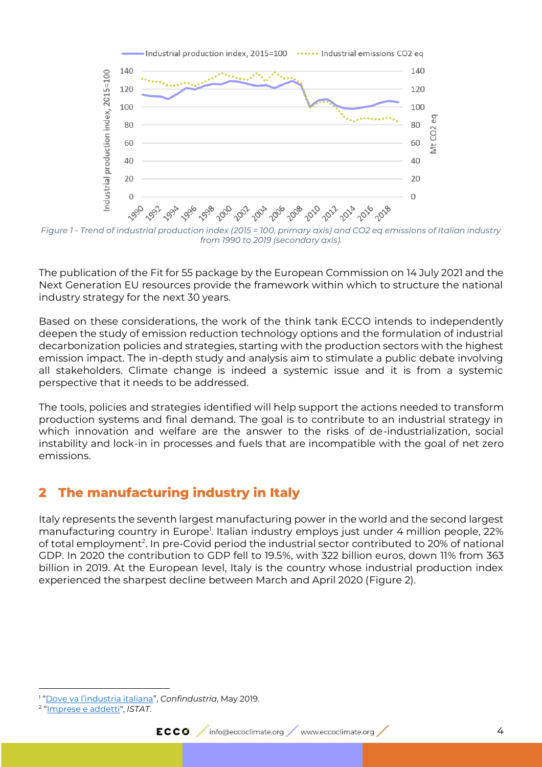Figure 1 - Trend of industrial production index (2015 = 100, primary axis) and CO2 eq emissions of Italian industry from 1990 to 2019 (secondary axis).

The publication of the Fit for 55 package by the European Commission on 14 July 2021 and the Next Generation EU resources provide the framework within which to structure the national industry strategy for the next 30 years.

Based on these considerations, the work of the think tank ECCO intends to independently deepen the study of emission reduction technology options and the formulation of industrial decarbonization policies and strategies, starting with the production sectors with the highest emission impact. The in-depth study and analysis aim to stimulate a public debate involving all stakeholders. Climate change is indeed a systemic issue and it is from a systemic perspective that it needs to be addressed.

The tools, policies and strategies identified will help support the actions needed to transform production systems and final demand. The goal is to contribute to an industrial strategy in which innovation and welfare are the answer to the risks of de-industrialization, social instability and lock-in in processes and fuels that are incompatible with the goal of net zero emissions.

## 2 The manufacturing industry in Italy

Italy represents the seventh largest manufacturing power in the world and the second largest manufacturing country in Europe[1]. Italian industry employs just under 4 million people, 22% of total employment[2]. In pre-Covid period the industrial sector contributed to 20% of national GDP. In 2020 the contribution to GDP fell to 19.5%, with 322 billion euros, down 11% from 363 billion in 2019. At the European level, Italy is the country whose industrial production index experienced the sharpest decline between March and April 2020 (Figure 2).

[1] "Dove va l'industria italiana", *Confindustria*, May 2019.
[2] "Imprese e addetti", *ISTAT*.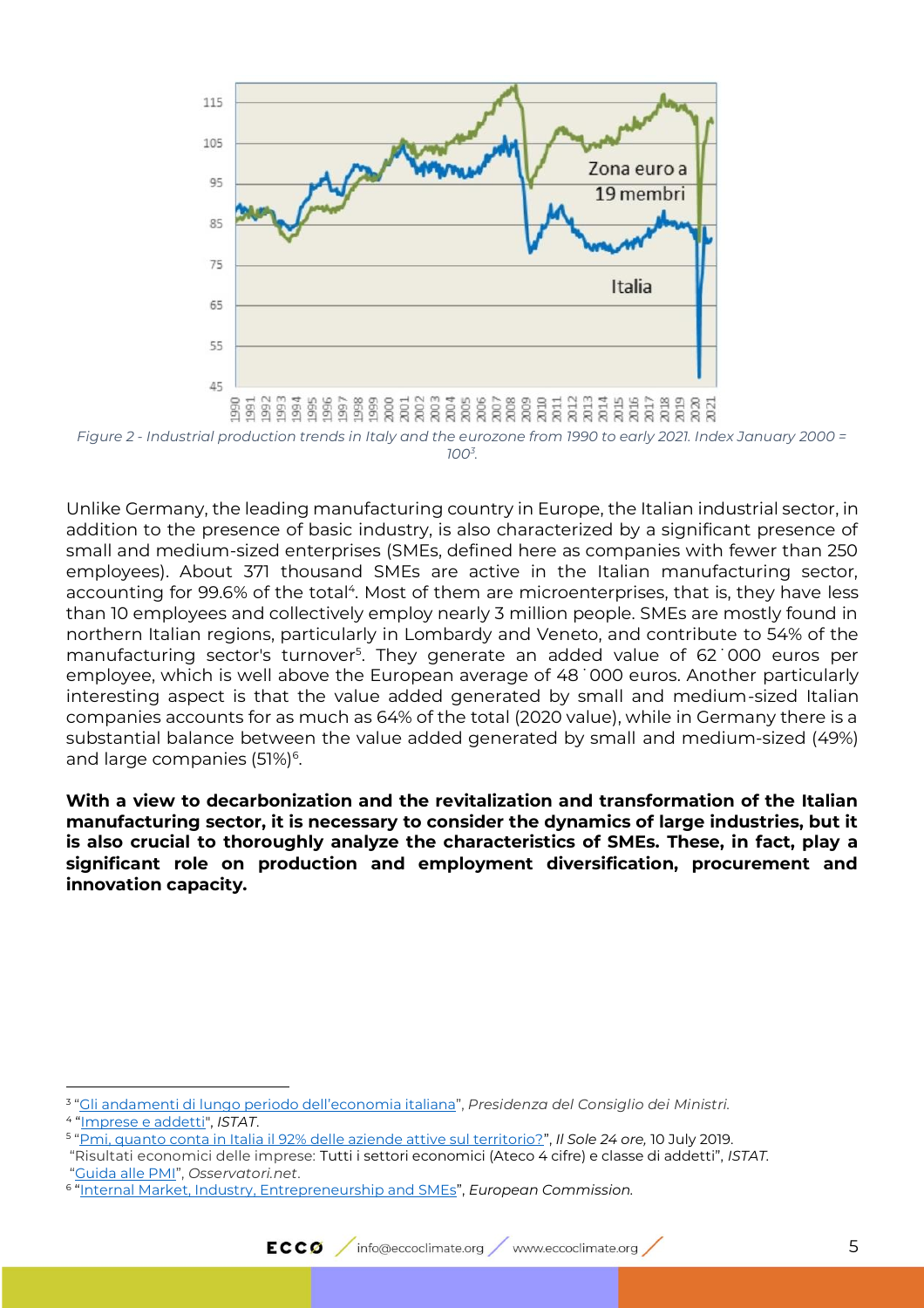Figure 2 - Industrial production trends in Italy and the eurozone from 1990 to early 2021. Index January 2000 = 100[3].

Unlike Germany, the leading manufacturing country in Europe, the Italian industrial sector, in addition to the presence of basic industry, is also characterized by a significant presence of small and medium-sized enterprises (SMEs, defined here as companies with fewer than 250 employees). About 371 thousand SMEs are active in the Italian manufacturing sector, accounting for 99.6% of the total[4]. Most of them are microenterprises, that is, they have less than 10 employees and collectively employ nearly 3 million people. SMEs are mostly found in northern Italian regions, particularly in Lombardy and Veneto, and contribute to 54% of the manufacturing sector's turnover[5]. They generate an added value of 62˙000 euros per employee, which is well above the European average of 48˙000 euros. Another particularly interesting aspect is that the value added generated by small and medium-sized Italian companies accounts for as much as 64% of the total (2020 value), while in Germany there is a substantial balance between the value added generated by small and medium-sized (49%) and large companies (51%)[6].

**With a view to decarbonization and the revitalization and transformation of the Italian manufacturing sector, it is necessary to consider the dynamics of large industries, but it is also crucial to thoroughly analyze the characteristics of SMEs. These, in fact, play a significant role on production and employment diversification, procurement and innovation capacity.**

---

[3] "Gli andamenti di lungo periodo dell'economia italiana", *Presidenza del Consiglio dei Ministri.*

[4] "Imprese e addetti", *ISTAT.*

[5] "Pmi, quanto conta in Italia il 92% delle aziende attive sul territorio?", *Il Sole 24 ore,* 10 July 2019.
"Risultati economici delle imprese: Tutti i settori economici (Ateco 4 cifre) e classe di addetti", *ISTAT.*
"Guida alle PMI", *Osservatori.net.*

[6] "Internal Market, Industry, Entrepreneurship and SMEs", *European Commission.*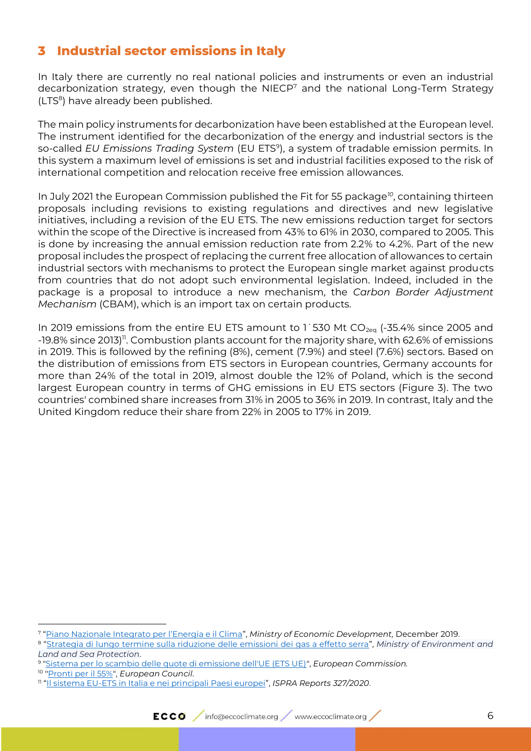## 3 Industrial sector emissions in Italy

In Italy there are currently no real national policies and instruments or even an industrial decarbonization strategy, even though the NIECP[7] and the national Long-Term Strategy (LTS[8]) have already been published.

The main policy instruments for decarbonization have been established at the European level. The instrument identified for the decarbonization of the energy and industrial sectors is the so-called *EU Emissions Trading System* (EU ETS[9]), a system of tradable emission permits. In this system a maximum level of emissions is set and industrial facilities exposed to the risk of international competition and relocation receive free emission allowances.

In July 2021 the European Commission published the Fit for 55 package[10], containing thirteen proposals including revisions to existing regulations and directives and new legislative initiatives, including a revision of the EU ETS. The new emissions reduction target for sectors within the scope of the Directive is increased from 43% to 61% in 2030, compared to 2005. This is done by increasing the annual emission reduction rate from 2.2% to 4.2%. Part of the new proposal includes the prospect of replacing the current free allocation of allowances to certain industrial sectors with mechanisms to protect the European single market against products from countries that do not adopt such environmental legislation. Indeed, included in the package is a proposal to introduce a new mechanism, the *Carbon Border Adjustment Mechanism* (CBAM), which is an import tax on certain products.

In 2019 emissions from the entire EU ETS amount to 1˙530 Mt $CO_{2eq}$ (-35.4% since 2005 and -19.8% since 2013)[11]. Combustion plants account for the majority share, with 62.6% of emissions in 2019. This is followed by the refining (8%), cement (7.9%) and steel (7.6%) sectors. Based on the distribution of emissions from ETS sectors in European countries, Germany accounts for more than 24% of the total in 2019, almost double the 12% of Poland, which is the second largest European country in terms of GHG emissions in EU ETS sectors (Figure 3). The two countries' combined share increases from 31% in 2005 to 36% in 2019. In contrast, Italy and the United Kingdom reduce their share from 22% in 2005 to 17% in 2019.

---

[7] "Piano Nazionale Integrato per l'Energia e il Clima", *Ministry of Economic Development,* December 2019.

[8] "Strategia di lungo termine sulla riduzione delle emissioni dei gas a effetto serra", *Ministry of Environment and Land and Sea Protection*.

[9] "Sistema per lo scambio delle quote di emissione dell'UE (ETS UE)", *European Commission.*

[10] "Pronti per il 55%", *European Council*.

[11] "Il sistema EU-ETS in Italia e nei principali Paesi europei", *ISPRA Reports 327/2020*.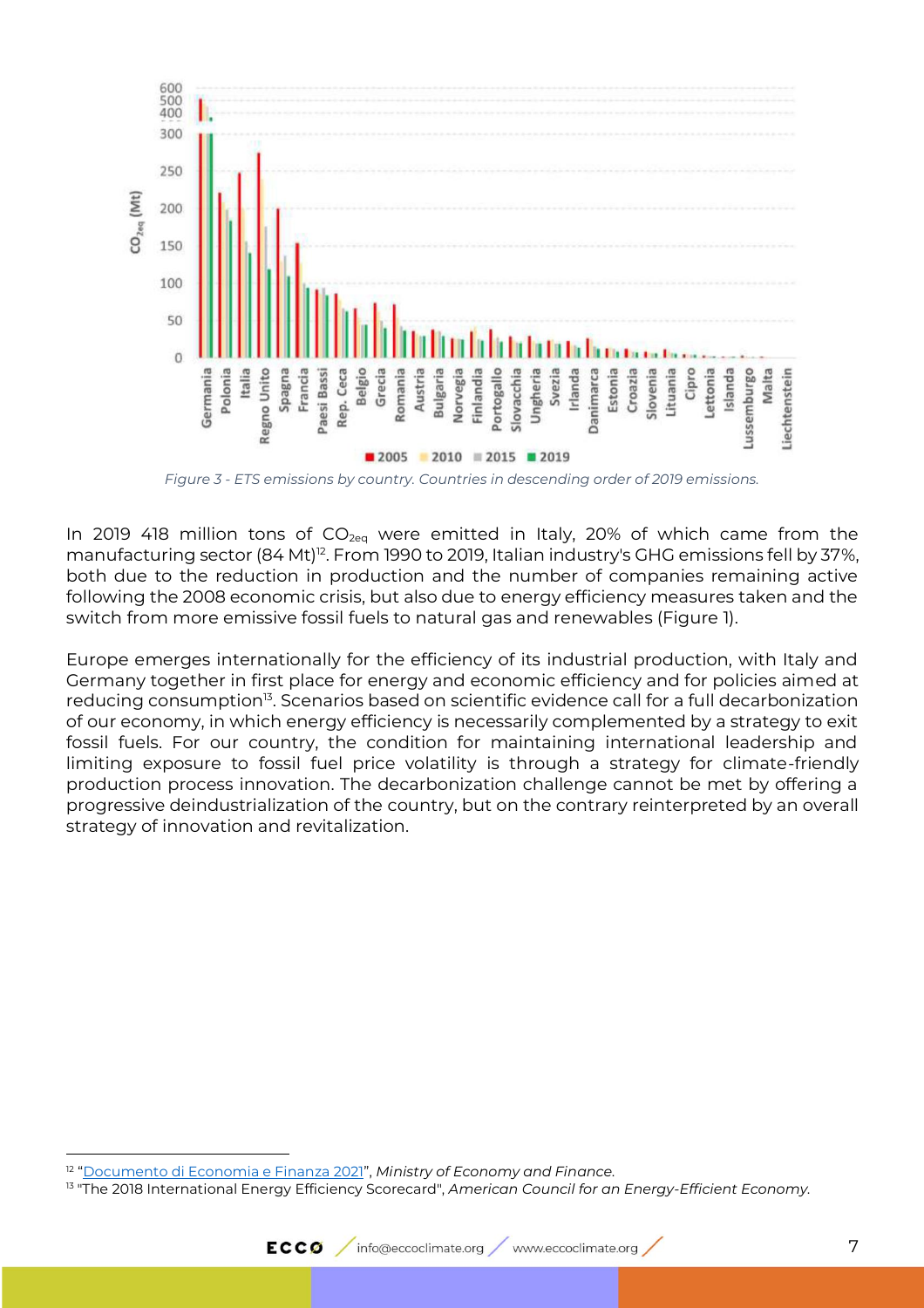*Figure 3 - ETS emissions by country. Countries in descending order of 2019 emissions.*

In 2019 418 million tons of $CO_{2eq}$ were emitted in Italy, 20% of which came from the manufacturing sector (84 Mt)[12]. From 1990 to 2019, Italian industry's GHG emissions fell by 37%, both due to the reduction in production and the number of companies remaining active following the 2008 economic crisis, but also due to energy efficiency measures taken and the switch from more emissive fossil fuels to natural gas and renewables (Figure 1).

Europe emerges internationally for the efficiency of its industrial production, with Italy and Germany together in first place for energy and economic efficiency and for policies aimed at reducing consumption[13]. Scenarios based on scientific evidence call for a full decarbonization of our economy, in which energy efficiency is necessarily complemented by a strategy to exit fossil fuels. For our country, the condition for maintaining international leadership and limiting exposure to fossil fuel price volatility is through a strategy for climate-friendly production process innovation. The decarbonization challenge cannot be met by offering a progressive deindustrialization of the country, but on the contrary reinterpreted by an overall strategy of innovation and revitalization.

---

[12] "Documento di Economia e Finanza 2021", *Ministry of Economy and Finance.*

[13] "The 2018 International Energy Efficiency Scorecard", *American Council for an Energy-Efficient Economy.*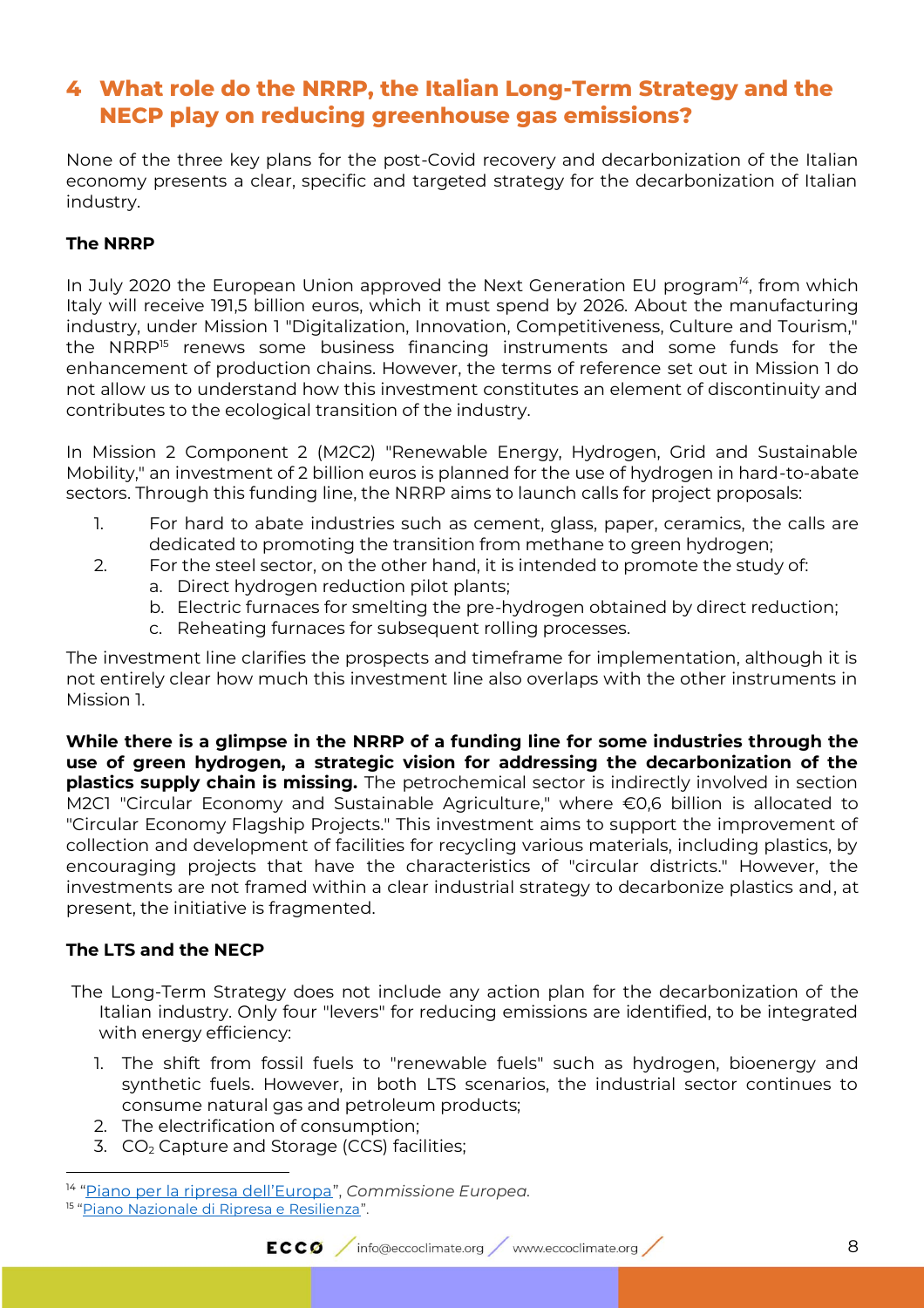## 4 What role do the NRRP, the Italian Long-Term Strategy and the NECP play on reducing greenhouse gas emissions?

None of the three key plans for the post-Covid recovery and decarbonization of the Italian economy presents a clear, specific and targeted strategy for the decarbonization of Italian industry.

**The NRRP**

In July 2020 the European Union approved the Next Generation EU program[14], from which Italy will receive 191,5 billion euros, which it must spend by 2026. About the manufacturing industry, under Mission 1 "Digitalization, Innovation, Competitiveness, Culture and Tourism," the NRRP[15] renews some business financing instruments and some funds for the enhancement of production chains. However, the terms of reference set out in Mission 1 do not allow us to understand how this investment constitutes an element of discontinuity and contributes to the ecological transition of the industry.

In Mission 2 Component 2 (M2C2) "Renewable Energy, Hydrogen, Grid and Sustainable Mobility," an investment of 2 billion euros is planned for the use of hydrogen in hard-to-abate sectors. Through this funding line, the NRRP aims to launch calls for project proposals:

1. For hard to abate industries such as cement, glass, paper, ceramics, the calls are dedicated to promoting the transition from methane to green hydrogen;
2. For the steel sector, on the other hand, it is intended to promote the study of:
   a. Direct hydrogen reduction pilot plants;
   b. Electric furnaces for smelting the pre-hydrogen obtained by direct reduction;
   c. Reheating furnaces for subsequent rolling processes.

The investment line clarifies the prospects and timeframe for implementation, although it is not entirely clear how much this investment line also overlaps with the other instruments in Mission 1.

**While there is a glimpse in the NRRP of a funding line for some industries through the use of green hydrogen, a strategic vision for addressing the decarbonization of the plastics supply chain is missing.** The petrochemical sector is indirectly involved in section M2C1 "Circular Economy and Sustainable Agriculture," where €0,6 billion is allocated to "Circular Economy Flagship Projects." This investment aims to support the improvement of collection and development of facilities for recycling various materials, including plastics, by encouraging projects that have the characteristics of "circular districts." However, the investments are not framed within a clear industrial strategy to decarbonize plastics and, at present, the initiative is fragmented.

**The LTS and the NECP**

The Long-Term Strategy does not include any action plan for the decarbonization of the Italian industry. Only four "levers" for reducing emissions are identified, to be integrated with energy efficiency:

1. The shift from fossil fuels to "renewable fuels" such as hydrogen, bioenergy and synthetic fuels. However, in both LTS scenarios, the industrial sector continues to consume natural gas and petroleum products;
2. The electrification of consumption;
3. $CO_2$ Capture and Storage (CCS) facilities;

---

[14] "Piano per la ripresa dell'Europa", *Commissione Europea.*

[15] "Piano Nazionale di Ripresa e Resilienza".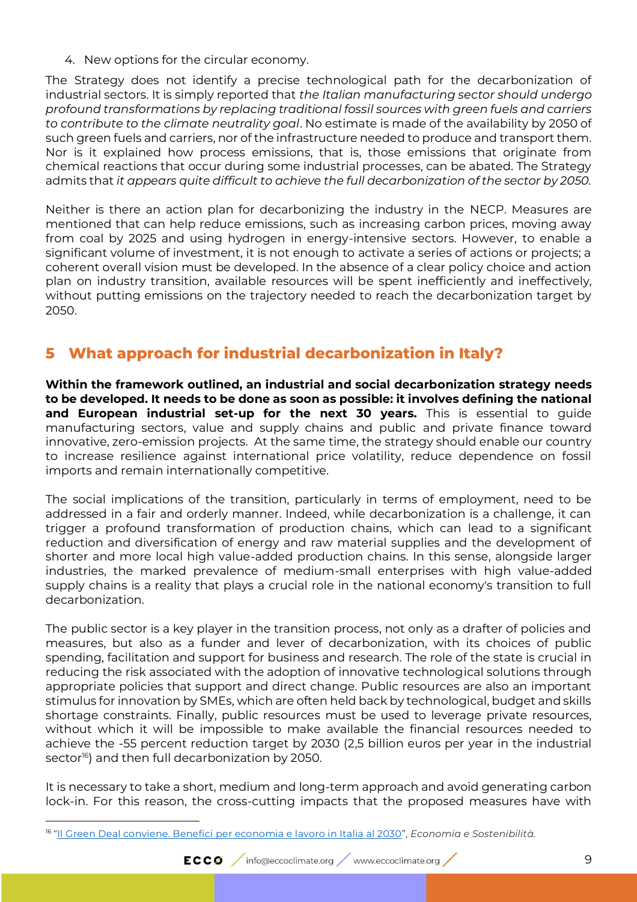4. New options for the circular economy.

The Strategy does not identify a precise technological path for the decarbonization of industrial sectors. It is simply reported that *the Italian manufacturing sector should undergo profound transformations by replacing traditional fossil sources with green fuels and carriers to contribute to the climate neutrality goal*. No estimate is made of the availability by 2050 of such green fuels and carriers, nor of the infrastructure needed to produce and transport them. Nor is it explained how process emissions, that is, those emissions that originate from chemical reactions that occur during some industrial processes, can be abated. The Strategy admits that *it appears quite difficult to achieve the full decarbonization of the sector by 2050.*

Neither is there an action plan for decarbonizing the industry in the NECP. Measures are mentioned that can help reduce emissions, such as increasing carbon prices, moving away from coal by 2025 and using hydrogen in energy-intensive sectors. However, to enable a significant volume of investment, it is not enough to activate a series of actions or projects; a coherent overall vision must be developed. In the absence of a clear policy choice and action plan on industry transition, available resources will be spent inefficiently and ineffectively, without putting emissions on the trajectory needed to reach the decarbonization target by 2050.

# 5 What approach for industrial decarbonization in Italy?

**Within the framework outlined, an industrial and social decarbonization strategy needs to be developed. It needs to be done as soon as possible: it involves defining the national and European industrial set-up for the next 30 years.** This is essential to guide manufacturing sectors, value and supply chains and public and private finance toward innovative, zero-emission projects. At the same time, the strategy should enable our country to increase resilience against international price volatility, reduce dependence on fossil imports and remain internationally competitive.

The social implications of the transition, particularly in terms of employment, need to be addressed in a fair and orderly manner. Indeed, while decarbonization is a challenge, it can trigger a profound transformation of production chains, which can lead to a significant reduction and diversification of energy and raw material supplies and the development of shorter and more local high value-added production chains. In this sense, alongside larger industries, the marked prevalence of medium-small enterprises with high value-added supply chains is a reality that plays a crucial role in the national economy's transition to full decarbonization.

The public sector is a key player in the transition process, not only as a drafter of policies and measures, but also as a funder and lever of decarbonization, with its choices of public spending, facilitation and support for business and research. The role of the state is crucial in reducing the risk associated with the adoption of innovative technological solutions through appropriate policies that support and direct change. Public resources are also an important stimulus for innovation by SMEs, which are often held back by technological, budget and skills shortage constraints. Finally, public resources must be used to leverage private resources, without which it will be impossible to make available the financial resources needed to achieve the -55 percent reduction target by 2030 (2,5 billion euros per year in the industrial sector[16]) and then full decarbonization by 2050.

It is necessary to take a short, medium and long-term approach and avoid generating carbon lock-in. For this reason, the cross-cutting impacts that the proposed measures have with

[16] "Il Green Deal conviene. Benefici per economia e lavoro in Italia al 2030", *Economia e Sostenibilità.*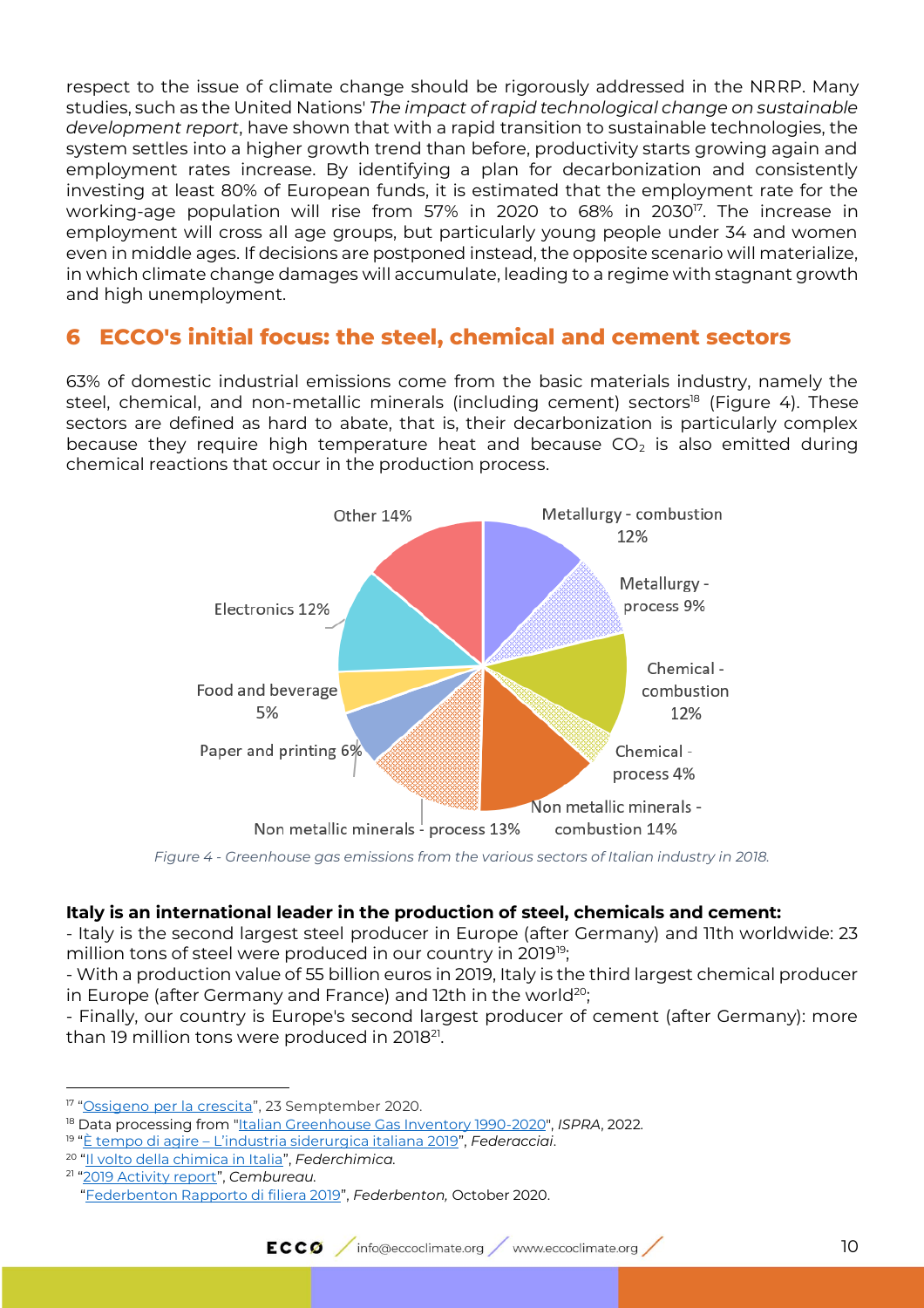respect to the issue of climate change should be rigorously addressed in the NRRP. Many studies, such as the United Nations' *The impact of rapid technological change on sustainable development report*, have shown that with a rapid transition to sustainable technologies, the system settles into a higher growth trend than before, productivity starts growing again and employment rates increase. By identifying a plan for decarbonization and consistently investing at least 80% of European funds, it is estimated that the employment rate for the working-age population will rise from 57% in 2020 to 68% in 2030[17]. The increase in employment will cross all age groups, but particularly young people under 34 and women even in middle ages. If decisions are postponed instead, the opposite scenario will materialize, in which climate change damages will accumulate, leading to a regime with stagnant growth and high unemployment.

## 6 ECCO's initial focus: the steel, chemical and cement sectors

63% of domestic industrial emissions come from the basic materials industry, namely the steel, chemical, and non-metallic minerals (including cement) sectors[18] (Figure 4). These sectors are defined as hard to abate, that is, their decarbonization is particularly complex because they require high temperature heat and because $CO_2$ is also emitted during chemical reactions that occur in the production process.

Other 14%
Metallurgy - combustion 12%
Metallurgy - process 9%
Chemical - combustion 12%
Chemical - process 4%
Non metallic minerals - combustion 14%
Non metallic minerals - process 13%
Paper and printing 6%
Food and beverage 5%
Electronics 12%

*Figure 4 - Greenhouse gas emissions from the various sectors of Italian industry in 2018.*

**Italy is an international leader in the production of steel, chemicals and cement:**

- Italy is the second largest steel producer in Europe (after Germany) and 11th worldwide: 23 million tons of steel were produced in our country in 2019[19];
- With a production value of 55 billion euros in 2019, Italy is the third largest chemical producer in Europe (after Germany and France) and 12th in the world[20];
- Finally, our country is Europe's second largest producer of cement (after Germany): more than 19 million tons were produced in 2018[21].

---

[17] "Ossigeno per la crescita", 23 Semptember 2020.

[18] Data processing from "Italian Greenhouse Gas Inventory 1990-2020", *ISPRA*, 2022.

[19] "È tempo di agire – L'industria siderurgica italiana 2019", *Federacciai*.

[20] "Il volto della chimica in Italia", *Federchimica*.

[21] "2019 Activity report", *Cembureau*.
"Federbenton Rapporto di filiera 2019", *Federbenton*, October 2020.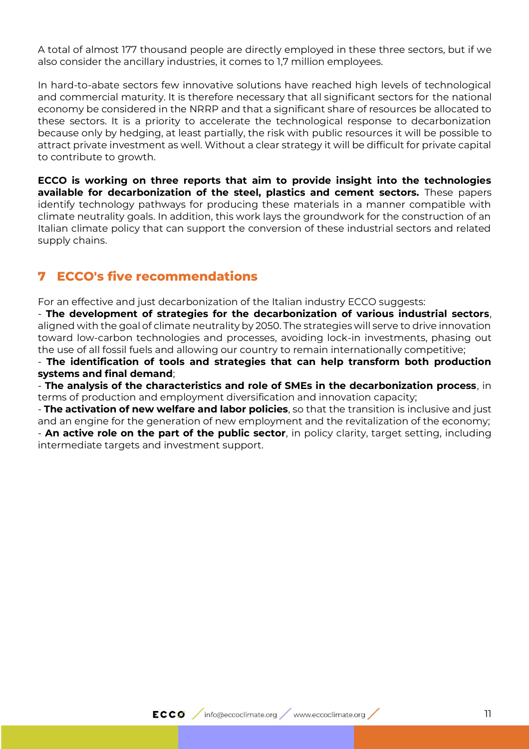A total of almost 177 thousand people are directly employed in these three sectors, but if we also consider the ancillary industries, it comes to 1,7 million employees.

In hard-to-abate sectors few innovative solutions have reached high levels of technological and commercial maturity. It is therefore necessary that all significant sectors for the national economy be considered in the NRRP and that a significant share of resources be allocated to these sectors. It is a priority to accelerate the technological response to decarbonization because only by hedging, at least partially, the risk with public resources it will be possible to attract private investment as well. Without a clear strategy it will be difficult for private capital to contribute to growth.

**ECCO is working on three reports that aim to provide insight into the technologies available for decarbonization of the steel, plastics and cement sectors.** These papers identify technology pathways for producing these materials in a manner compatible with climate neutrality goals. In addition, this work lays the groundwork for the construction of an Italian climate policy that can support the conversion of these industrial sectors and related supply chains.

## 7 ECCO's five recommendations

For an effective and just decarbonization of the Italian industry ECCO suggests:

- **The development of strategies for the decarbonization of various industrial sectors**, aligned with the goal of climate neutrality by 2050. The strategies will serve to drive innovation toward low-carbon technologies and processes, avoiding lock-in investments, phasing out the use of all fossil fuels and allowing our country to remain internationally competitive;
- **The identification of tools and strategies that can help transform both production systems and final demand**;
- **The analysis of the characteristics and role of SMEs in the decarbonization process**, in terms of production and employment diversification and innovation capacity;
- **The activation of new welfare and labor policies**, so that the transition is inclusive and just and an engine for the generation of new employment and the revitalization of the economy;
- **An active role on the part of the public sector**, in policy clarity, target setting, including intermediate targets and investment support.